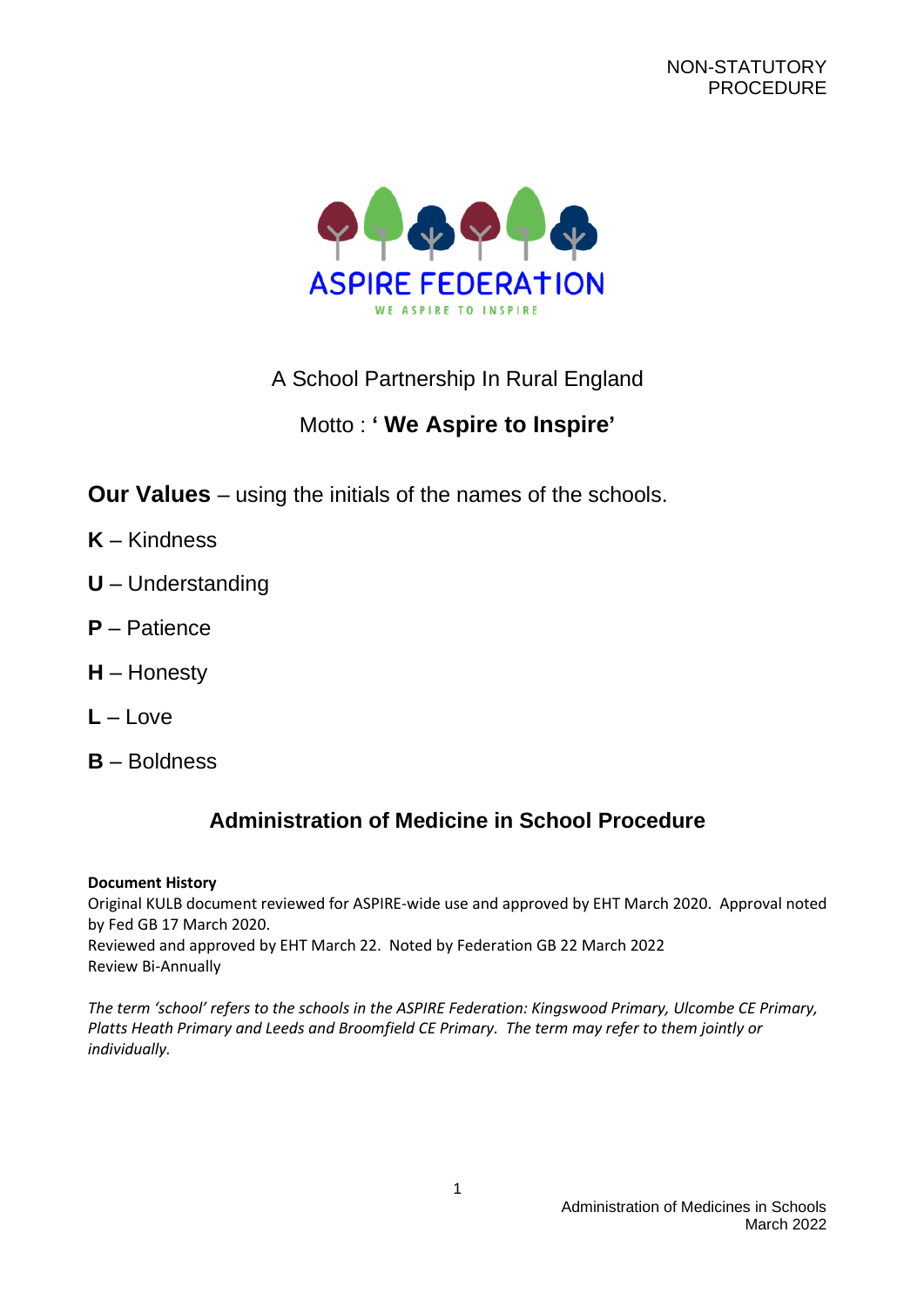NON-STATUTORY PROCEDURE

ASPIRE FEDERATION

WE ASPIRE TO INSPIRE

A School Partnership In Rural England

Motto : **' We Aspire to Inspire'**

**Our Values** – using the initials of the names of the schools.

**K** – Kindness

**U** – Understanding

**P** – Patience

**H** – Honesty

**L** – Love

**B** – Boldness

## Administration of Medicine in School Procedure

**Document History**

Original KULB document reviewed for ASPIRE-wide use and approved by EHT March 2020. Approval noted by Fed GB 17 March 2020.
Reviewed and approved by EHT March 22. Noted by Federation GB 22 March 2022
Review Bi-Annually

*The term 'school' refers to the schools in the ASPIRE Federation: Kingswood Primary, Ulcombe CE Primary, Platts Heath Primary and Leeds and Broomfield CE Primary. The term may refer to them jointly or individually.*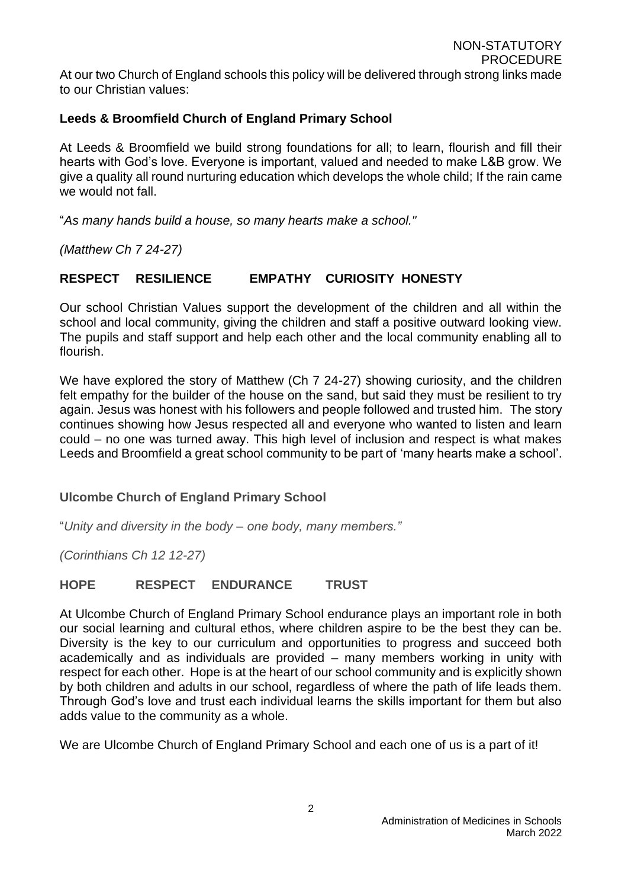At our two Church of England schools this policy will be delivered through strong links made to our Christian values:

**Leeds & Broomfield Church of England Primary School**

At Leeds & Broomfield we build strong foundations for all; to learn, flourish and fill their hearts with God's love. Everyone is important, valued and needed to make L&B grow. We give a quality all round nurturing education which develops the whole child; If the rain came we would not fall.

"*As many hands build a house, so many hearts make a school."*

*(Matthew Ch 7 24-27)*

**RESPECT RESILIENCE EMPATHY CURIOSITY HONESTY**

Our school Christian Values support the development of the children and all within the school and local community, giving the children and staff a positive outward looking view. The pupils and staff support and help each other and the local community enabling all to flourish.

We have explored the story of Matthew (Ch 7 24-27) showing curiosity, and the children felt empathy for the builder of the house on the sand, but said they must be resilient to try again. Jesus was honest with his followers and people followed and trusted him. The story continues showing how Jesus respected all and everyone who wanted to listen and learn could – no one was turned away. This high level of inclusion and respect is what makes Leeds and Broomfield a great school community to be part of 'many hearts make a school'.

**Ulcombe Church of England Primary School**

"*Unity and diversity in the body – one body, many members."*

*(Corinthians Ch 12 12-27)*

**HOPE RESPECT ENDURANCE TRUST**

At Ulcombe Church of England Primary School endurance plays an important role in both our social learning and cultural ethos, where children aspire to be the best they can be. Diversity is the key to our curriculum and opportunities to progress and succeed both academically and as individuals are provided – many members working in unity with respect for each other. Hope is at the heart of our school community and is explicitly shown by both children and adults in our school, regardless of where the path of life leads them. Through God's love and trust each individual learns the skills important for them but also adds value to the community as a whole.

We are Ulcombe Church of England Primary School and each one of us is a part of it!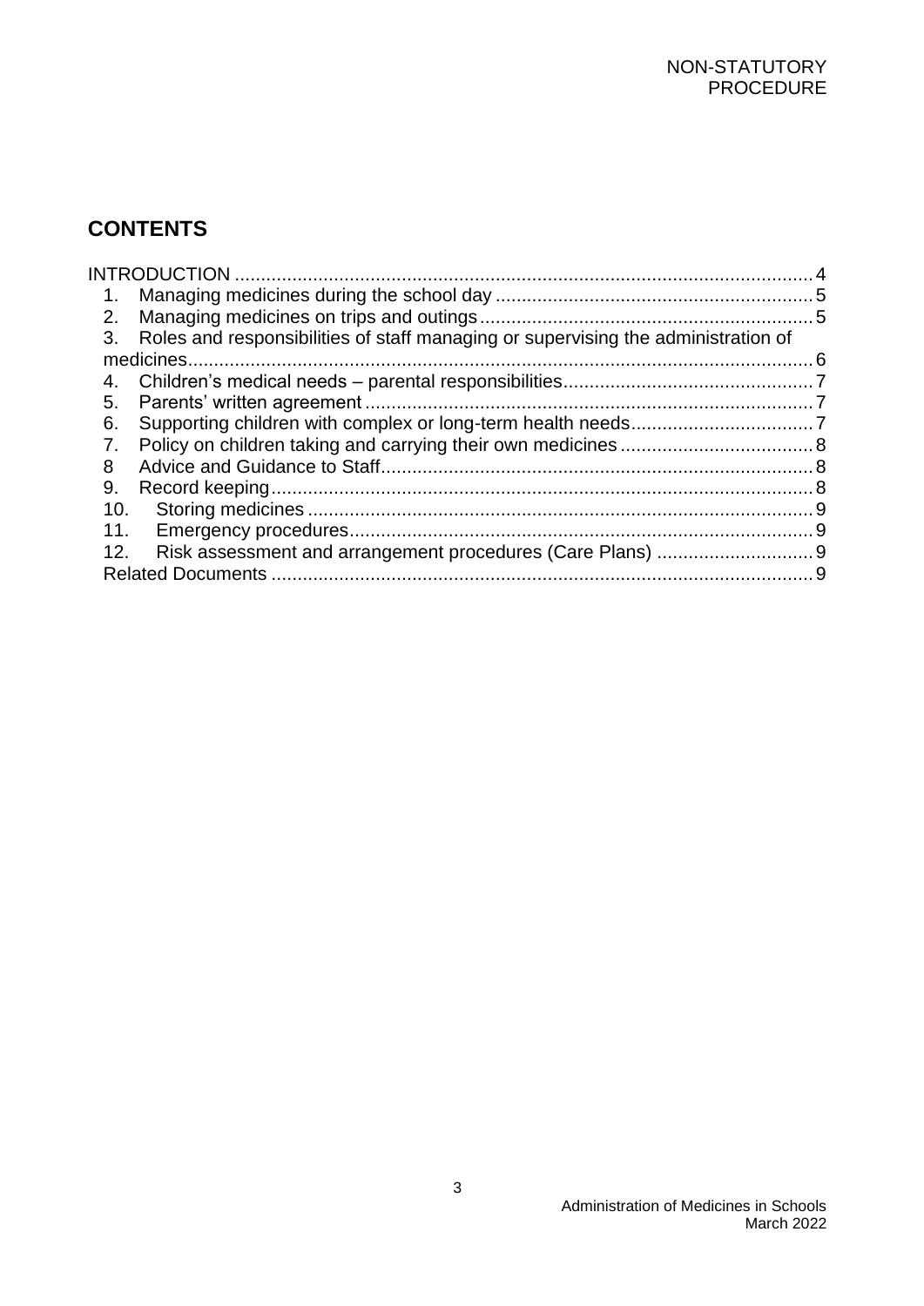NON-STATUTORY PROCEDURE

## CONTENTS

INTRODUCTION ..... 4

1. Managing medicines during the school day ..... 5
2. Managing medicines on trips and outings ..... 5
3. Roles and responsibilities of staff managing or supervising the administration of medicines ..... 6
4. Children's medical needs – parental responsibilities ..... 7
5. Parents' written agreement ..... 7
6. Supporting children with complex or long-term health needs ..... 7
7. Policy on children taking and carrying their own medicines ..... 8
8. Advice and Guidance to Staff ..... 8
9. Record keeping ..... 8
10. Storing medicines ..... 9
11. Emergency procedures ..... 9
12. Risk assessment and arrangement procedures (Care Plans) ..... 9

Related Documents ..... 9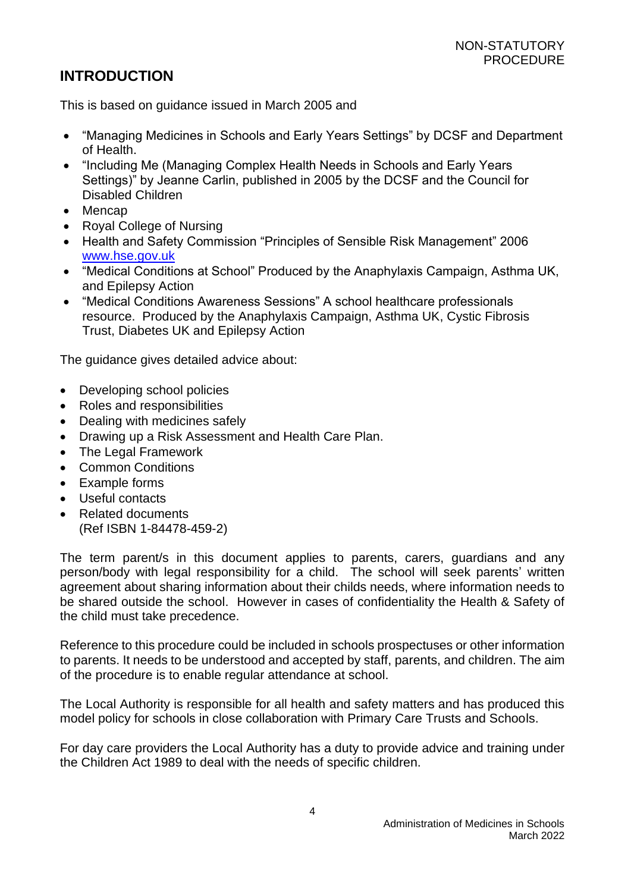NON-STATUTORY PROCEDURE

## INTRODUCTION

This is based on guidance issued in March 2005 and

- "Managing Medicines in Schools and Early Years Settings" by DCSF and Department of Health.
- "Including Me (Managing Complex Health Needs in Schools and Early Years Settings)" by Jeanne Carlin, published in 2005 by the DCSF and the Council for Disabled Children
- Mencap
- Royal College of Nursing
- Health and Safety Commission "Principles of Sensible Risk Management" 2006 [www.hse.gov.uk](www.hse.gov.uk)
- "Medical Conditions at School" Produced by the Anaphylaxis Campaign, Asthma UK, and Epilepsy Action
- "Medical Conditions Awareness Sessions" A school healthcare professionals resource. Produced by the Anaphylaxis Campaign, Asthma UK, Cystic Fibrosis Trust, Diabetes UK and Epilepsy Action

The guidance gives detailed advice about:

- Developing school policies
- Roles and responsibilities
- Dealing with medicines safely
- Drawing up a Risk Assessment and Health Care Plan.
- The Legal Framework
- Common Conditions
- Example forms
- Useful contacts
- Related documents
  (Ref ISBN 1-84478-459-2)

The term parent/s in this document applies to parents, carers, guardians and any person/body with legal responsibility for a child. The school will seek parents' written agreement about sharing information about their childs needs, where information needs to be shared outside the school. However in cases of confidentiality the Health & Safety of the child must take precedence.

Reference to this procedure could be included in schools prospectuses or other information to parents. It needs to be understood and accepted by staff, parents, and children. The aim of the procedure is to enable regular attendance at school.

The Local Authority is responsible for all health and safety matters and has produced this model policy for schools in close collaboration with Primary Care Trusts and Schools.

For day care providers the Local Authority has a duty to provide advice and training under the Children Act 1989 to deal with the needs of specific children.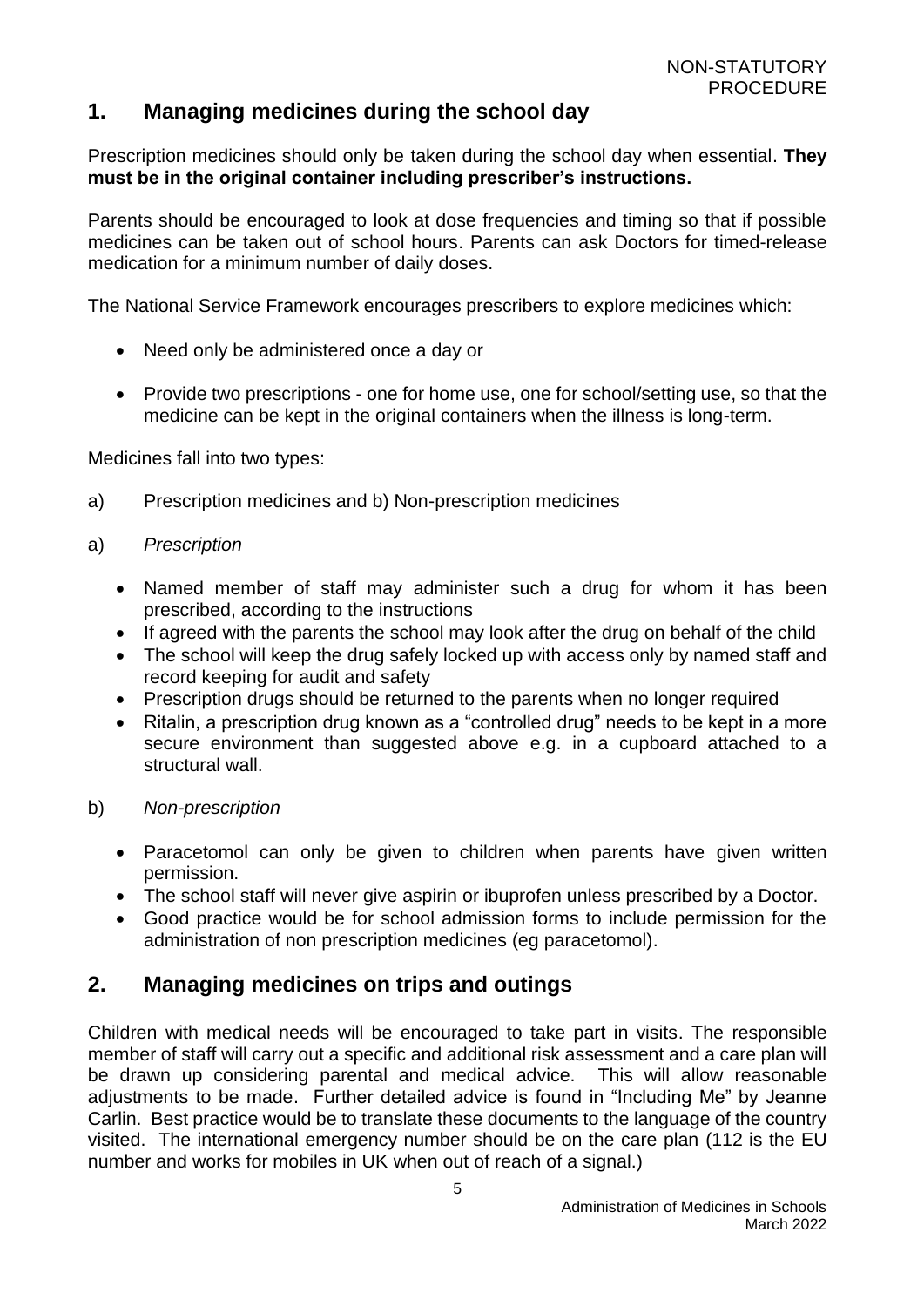NON-STATUTORY PROCEDURE

## 1. Managing medicines during the school day

Prescription medicines should only be taken during the school day when essential. **They must be in the original container including prescriber's instructions.**

Parents should be encouraged to look at dose frequencies and timing so that if possible medicines can be taken out of school hours. Parents can ask Doctors for timed-release medication for a minimum number of daily doses.

The National Service Framework encourages prescribers to explore medicines which:

- Need only be administered once a day or
- Provide two prescriptions - one for home use, one for school/setting use, so that the medicine can be kept in the original containers when the illness is long-term.

Medicines fall into two types:

a) Prescription medicines and b) Non-prescription medicines

a) *Prescription*

- Named member of staff may administer such a drug for whom it has been prescribed, according to the instructions
- If agreed with the parents the school may look after the drug on behalf of the child
- The school will keep the drug safely locked up with access only by named staff and record keeping for audit and safety
- Prescription drugs should be returned to the parents when no longer required
- Ritalin, a prescription drug known as a "controlled drug" needs to be kept in a more secure environment than suggested above e.g. in a cupboard attached to a structural wall.

b) *Non-prescription*

- Paracetomol can only be given to children when parents have given written permission.
- The school staff will never give aspirin or ibuprofen unless prescribed by a Doctor.
- Good practice would be for school admission forms to include permission for the administration of non prescription medicines (eg paracetomol).

## 2. Managing medicines on trips and outings

Children with medical needs will be encouraged to take part in visits. The responsible member of staff will carry out a specific and additional risk assessment and a care plan will be drawn up considering parental and medical advice. This will allow reasonable adjustments to be made. Further detailed advice is found in "Including Me" by Jeanne Carlin. Best practice would be to translate these documents to the language of the country visited. The international emergency number should be on the care plan (112 is the EU number and works for mobiles in UK when out of reach of a signal.)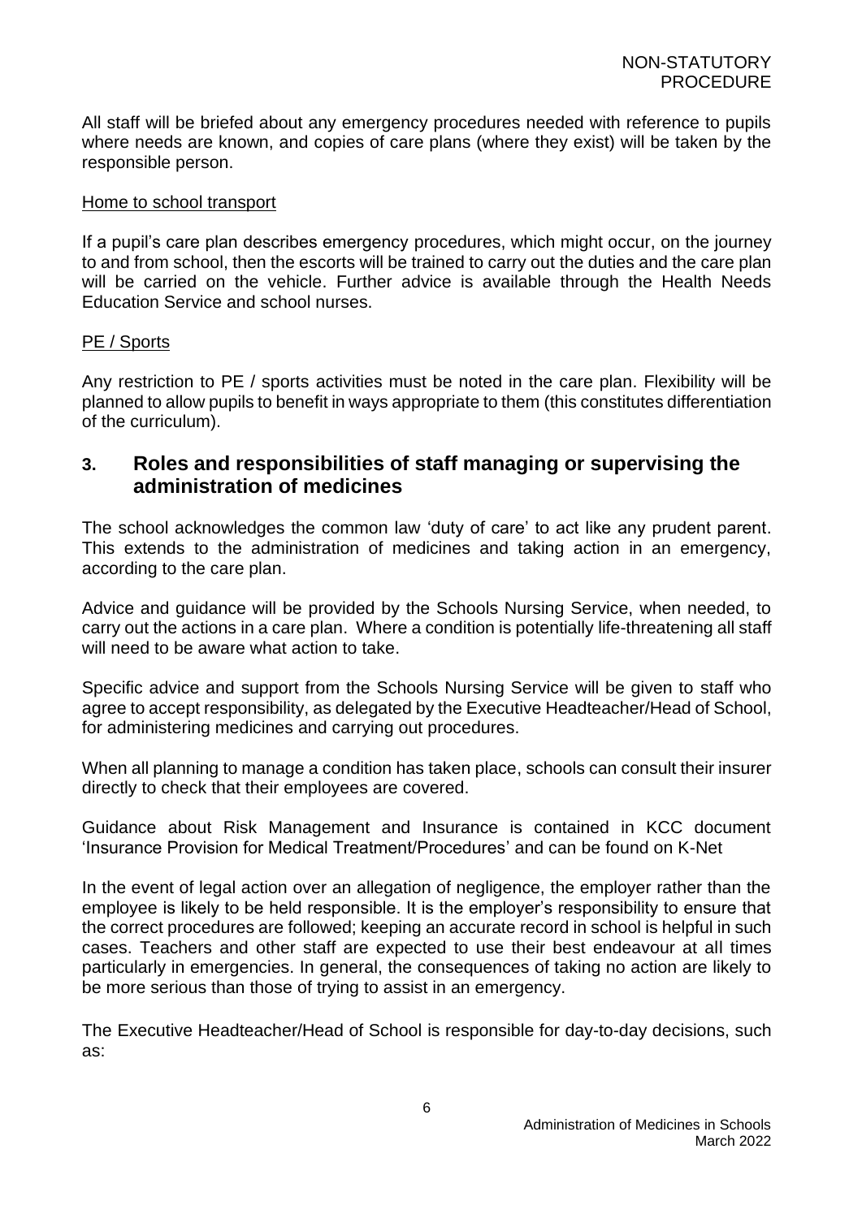All staff will be briefed about any emergency procedures needed with reference to pupils where needs are known, and copies of care plans (where they exist) will be taken by the responsible person.

Home to school transport

If a pupil's care plan describes emergency procedures, which might occur, on the journey to and from school, then the escorts will be trained to carry out the duties and the care plan will be carried on the vehicle. Further advice is available through the Health Needs Education Service and school nurses.

PE / Sports

Any restriction to PE / sports activities must be noted in the care plan. Flexibility will be planned to allow pupils to benefit in ways appropriate to them (this constitutes differentiation of the curriculum).

## 3. Roles and responsibilities of staff managing or supervising the administration of medicines

The school acknowledges the common law 'duty of care' to act like any prudent parent. This extends to the administration of medicines and taking action in an emergency, according to the care plan.

Advice and guidance will be provided by the Schools Nursing Service, when needed, to carry out the actions in a care plan. Where a condition is potentially life-threatening all staff will need to be aware what action to take.

Specific advice and support from the Schools Nursing Service will be given to staff who agree to accept responsibility, as delegated by the Executive Headteacher/Head of School, for administering medicines and carrying out procedures.

When all planning to manage a condition has taken place, schools can consult their insurer directly to check that their employees are covered.

Guidance about Risk Management and Insurance is contained in KCC document 'Insurance Provision for Medical Treatment/Procedures' and can be found on K-Net

In the event of legal action over an allegation of negligence, the employer rather than the employee is likely to be held responsible. It is the employer's responsibility to ensure that the correct procedures are followed; keeping an accurate record in school is helpful in such cases. Teachers and other staff are expected to use their best endeavour at all times particularly in emergencies. In general, the consequences of taking no action are likely to be more serious than those of trying to assist in an emergency.

The Executive Headteacher/Head of School is responsible for day-to-day decisions, such as: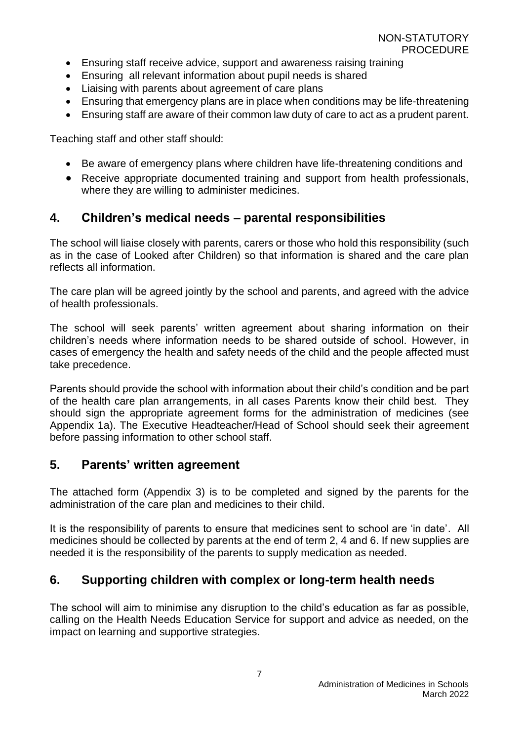- Ensuring staff receive advice, support and awareness raising training
- Ensuring all relevant information about pupil needs is shared
- Liaising with parents about agreement of care plans
- Ensuring that emergency plans are in place when conditions may be life-threatening
- Ensuring staff are aware of their common law duty of care to act as a prudent parent.

Teaching staff and other staff should:

- Be aware of emergency plans where children have life-threatening conditions and
- Receive appropriate documented training and support from health professionals, where they are willing to administer medicines.

## 4. Children's medical needs – parental responsibilities

The school will liaise closely with parents, carers or those who hold this responsibility (such as in the case of Looked after Children) so that information is shared and the care plan reflects all information.

The care plan will be agreed jointly by the school and parents, and agreed with the advice of health professionals.

The school will seek parents' written agreement about sharing information on their children's needs where information needs to be shared outside of school. However, in cases of emergency the health and safety needs of the child and the people affected must take precedence.

Parents should provide the school with information about their child's condition and be part of the health care plan arrangements, in all cases Parents know their child best. They should sign the appropriate agreement forms for the administration of medicines (see Appendix 1a). The Executive Headteacher/Head of School should seek their agreement before passing information to other school staff.

## 5. Parents' written agreement

The attached form (Appendix 3) is to be completed and signed by the parents for the administration of the care plan and medicines to their child.

It is the responsibility of parents to ensure that medicines sent to school are 'in date'. All medicines should be collected by parents at the end of term 2, 4 and 6. If new supplies are needed it is the responsibility of the parents to supply medication as needed.

## 6. Supporting children with complex or long-term health needs

The school will aim to minimise any disruption to the child's education as far as possible, calling on the Health Needs Education Service for support and advice as needed, on the impact on learning and supportive strategies.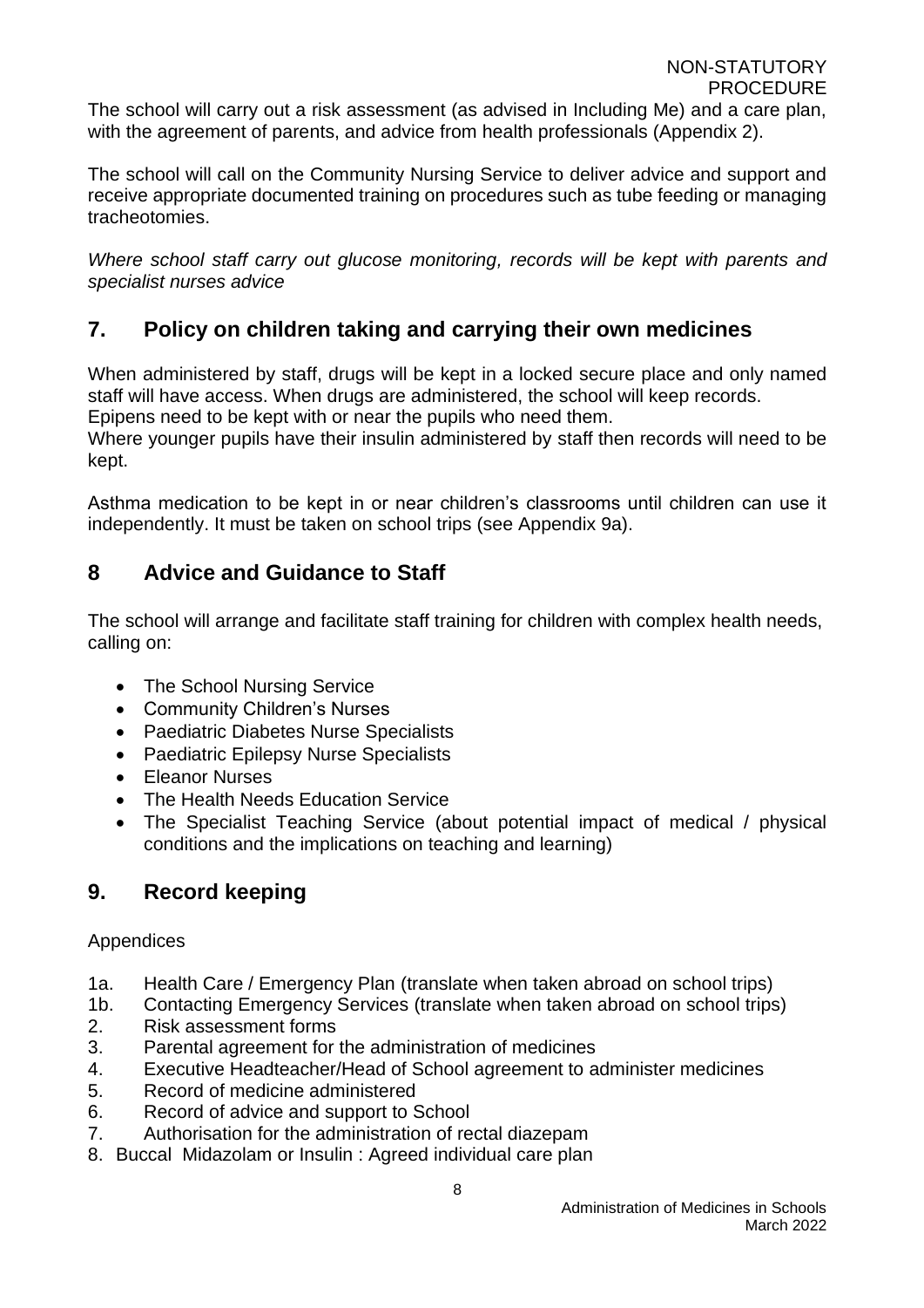The school will carry out a risk assessment (as advised in Including Me) and a care plan, with the agreement of parents, and advice from health professionals (Appendix 2).

The school will call on the Community Nursing Service to deliver advice and support and receive appropriate documented training on procedures such as tube feeding or managing tracheotomies.

*Where school staff carry out glucose monitoring, records will be kept with parents and specialist nurses advice*

## 7. Policy on children taking and carrying their own medicines

When administered by staff, drugs will be kept in a locked secure place and only named staff will have access. When drugs are administered, the school will keep records.
Epipens need to be kept with or near the pupils who need them.
Where younger pupils have their insulin administered by staff then records will need to be kept.

Asthma medication to be kept in or near children's classrooms until children can use it independently. It must be taken on school trips (see Appendix 9a).

## 8 Advice and Guidance to Staff

The school will arrange and facilitate staff training for children with complex health needs, calling on:

- The School Nursing Service
- Community Children's Nurses
- Paediatric Diabetes Nurse Specialists
- Paediatric Epilepsy Nurse Specialists
- Eleanor Nurses
- The Health Needs Education Service
- The Specialist Teaching Service (about potential impact of medical / physical conditions and the implications on teaching and learning)

## 9. Record keeping

Appendices

1a. Health Care / Emergency Plan (translate when taken abroad on school trips)
1b. Contacting Emergency Services (translate when taken abroad on school trips)
2. Risk assessment forms
3. Parental agreement for the administration of medicines
4. Executive Headteacher/Head of School agreement to administer medicines
5. Record of medicine administered
6. Record of advice and support to School
7. Authorisation for the administration of rectal diazepam
8. Buccal Midazolam or Insulin : Agreed individual care plan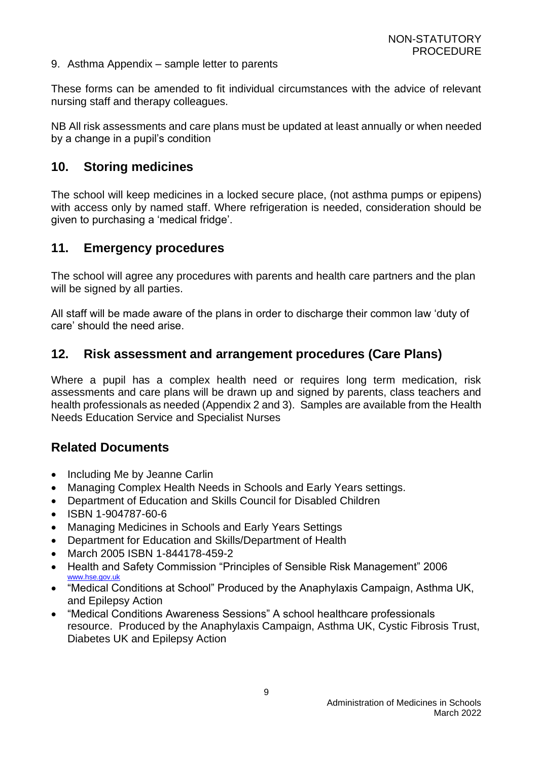9. Asthma Appendix – sample letter to parents

These forms can be amended to fit individual circumstances with the advice of relevant nursing staff and therapy colleagues.

NB All risk assessments and care plans must be updated at least annually or when needed by a change in a pupil's condition

## 10. Storing medicines

The school will keep medicines in a locked secure place, (not asthma pumps or epipens) with access only by named staff. Where refrigeration is needed, consideration should be given to purchasing a 'medical fridge'.

## 11. Emergency procedures

The school will agree any procedures with parents and health care partners and the plan will be signed by all parties.

All staff will be made aware of the plans in order to discharge their common law 'duty of care' should the need arise.

## 12. Risk assessment and arrangement procedures (Care Plans)

Where a pupil has a complex health need or requires long term medication, risk assessments and care plans will be drawn up and signed by parents, class teachers and health professionals as needed (Appendix 2 and 3). Samples are available from the Health Needs Education Service and Specialist Nurses

## Related Documents

- Including Me by Jeanne Carlin
- Managing Complex Health Needs in Schools and Early Years settings.
- Department of Education and Skills Council for Disabled Children
- ISBN 1-904787-60-6
- Managing Medicines in Schools and Early Years Settings
- Department for Education and Skills/Department of Health
- March 2005 ISBN 1-844178-459-2
- Health and Safety Commission "Principles of Sensible Risk Management" 2006 www.hse.gov.uk
- "Medical Conditions at School" Produced by the Anaphylaxis Campaign, Asthma UK, and Epilepsy Action
- "Medical Conditions Awareness Sessions" A school healthcare professionals resource. Produced by the Anaphylaxis Campaign, Asthma UK, Cystic Fibrosis Trust, Diabetes UK and Epilepsy Action